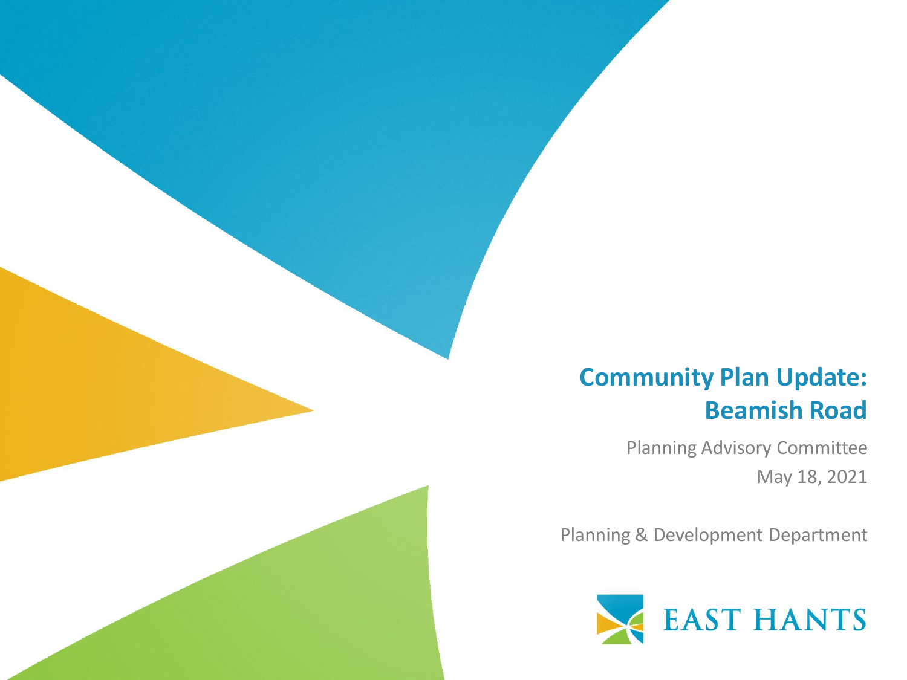# Community Plan Update: Beamish Road

Planning Advisory Committee

May 18, 2021

Planning & Development Department

EAST HANTS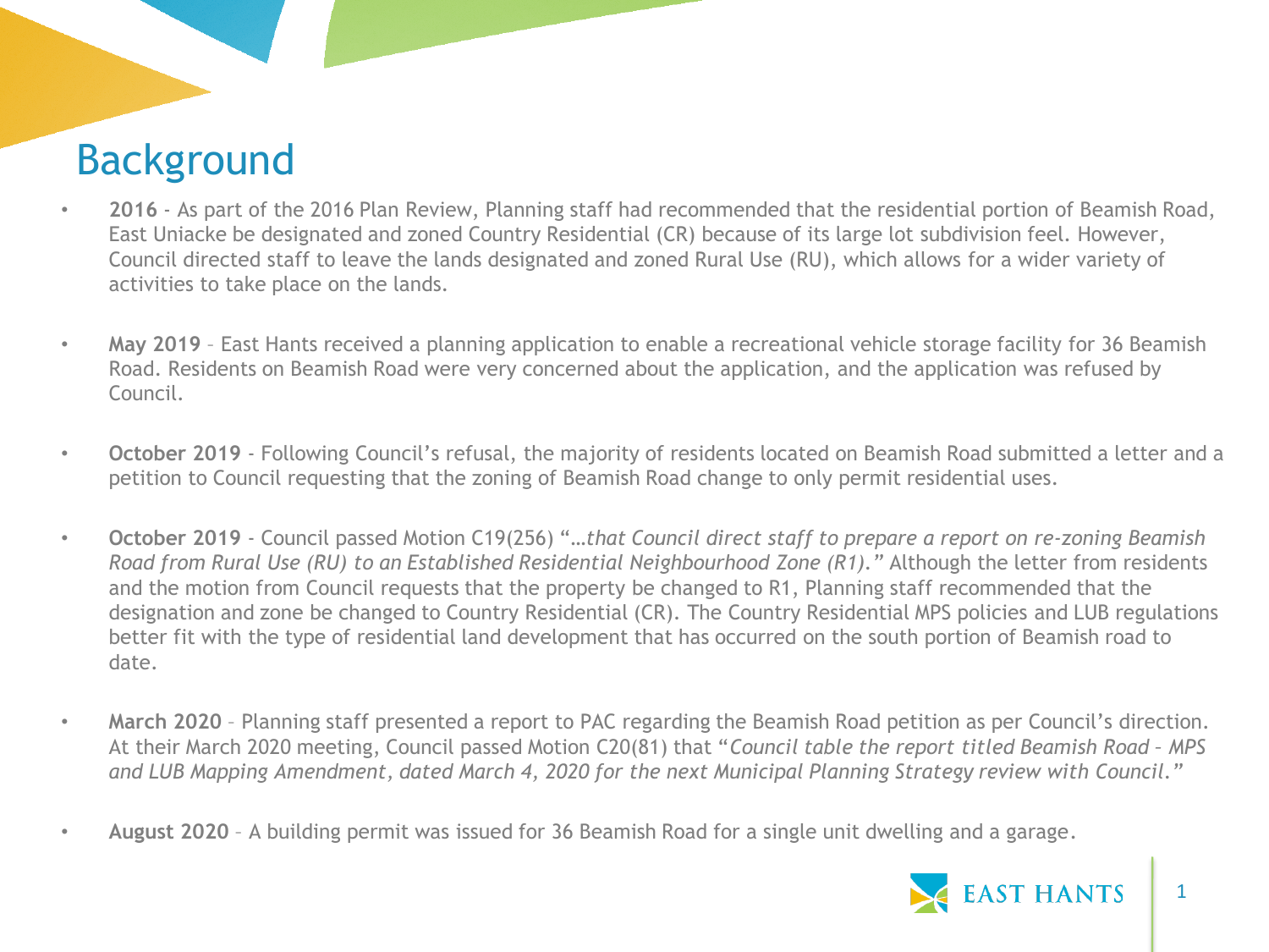# Background

- **2016** - As part of the 2016 Plan Review, Planning staff had recommended that the residential portion of Beamish Road, East Uniacke be designated and zoned Country Residential (CR) because of its large lot subdivision feel. However, Council directed staff to leave the lands designated and zoned Rural Use (RU), which allows for a wider variety of activities to take place on the lands.

- **May 2019** – East Hants received a planning application to enable a recreational vehicle storage facility for 36 Beamish Road. Residents on Beamish Road were very concerned about the application, and the application was refused by Council.

- **October 2019** - Following Council's refusal, the majority of residents located on Beamish Road submitted a letter and a petition to Council requesting that the zoning of Beamish Road change to only permit residential uses.

- **October 2019** - Council passed Motion C19(256) "*…that Council direct staff to prepare a report on re-zoning Beamish Road from Rural Use (RU) to an Established Residential Neighbourhood Zone (R1).*" Although the letter from residents and the motion from Council requests that the property be changed to R1, Planning staff recommended that the designation and zone be changed to Country Residential (CR). The Country Residential MPS policies and LUB regulations better fit with the type of residential land development that has occurred on the south portion of Beamish road to date.

- **March 2020** – Planning staff presented a report to PAC regarding the Beamish Road petition as per Council's direction. At their March 2020 meeting, Council passed Motion C20(81) that "*Council table the report titled Beamish Road – MPS and LUB Mapping Amendment, dated March 4, 2020 for the next Municipal Planning Strategy review with Council.*"

- **August 2020** – A building permit was issued for 36 Beamish Road for a single unit dwelling and a garage.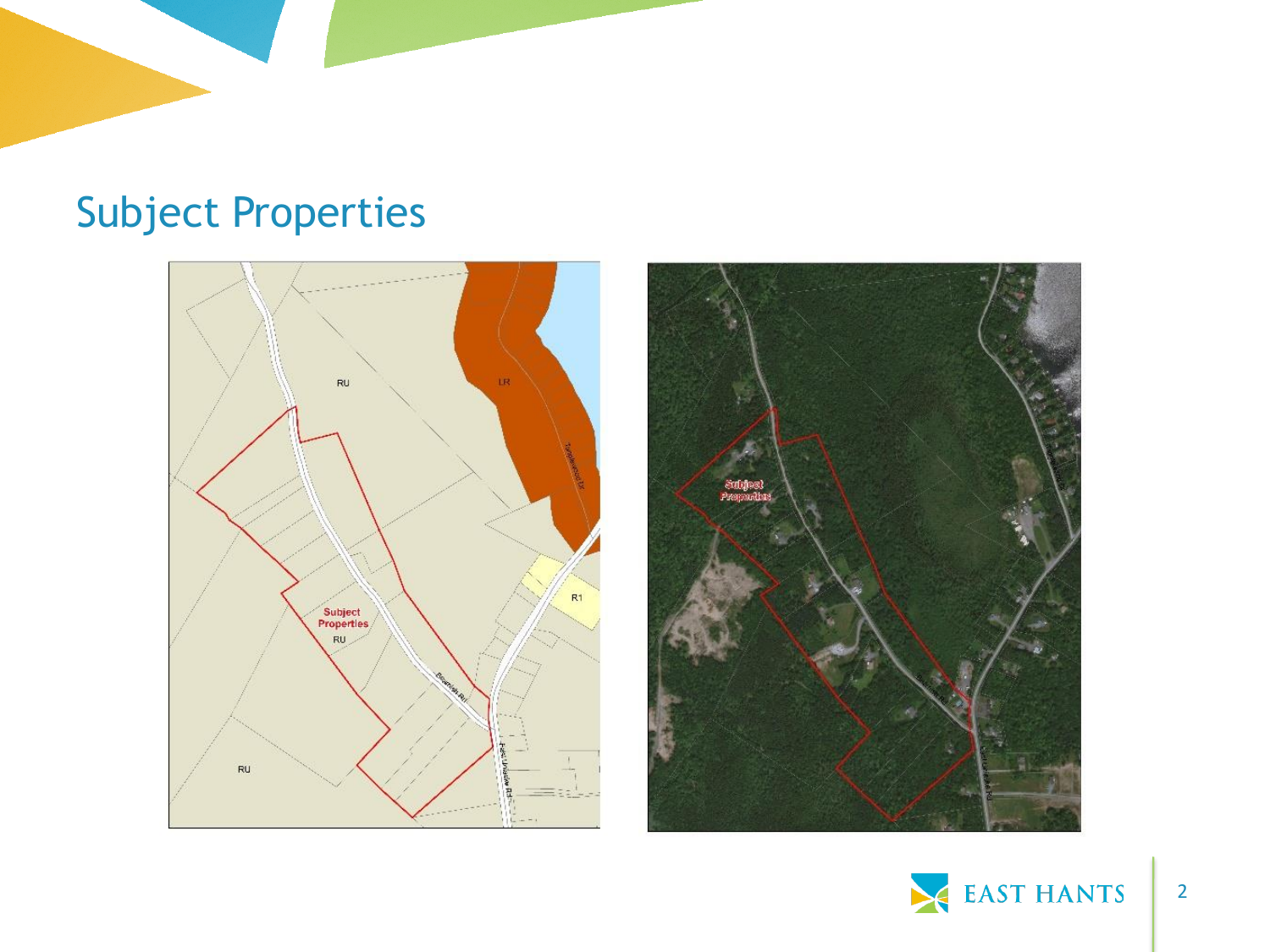## Subject Properties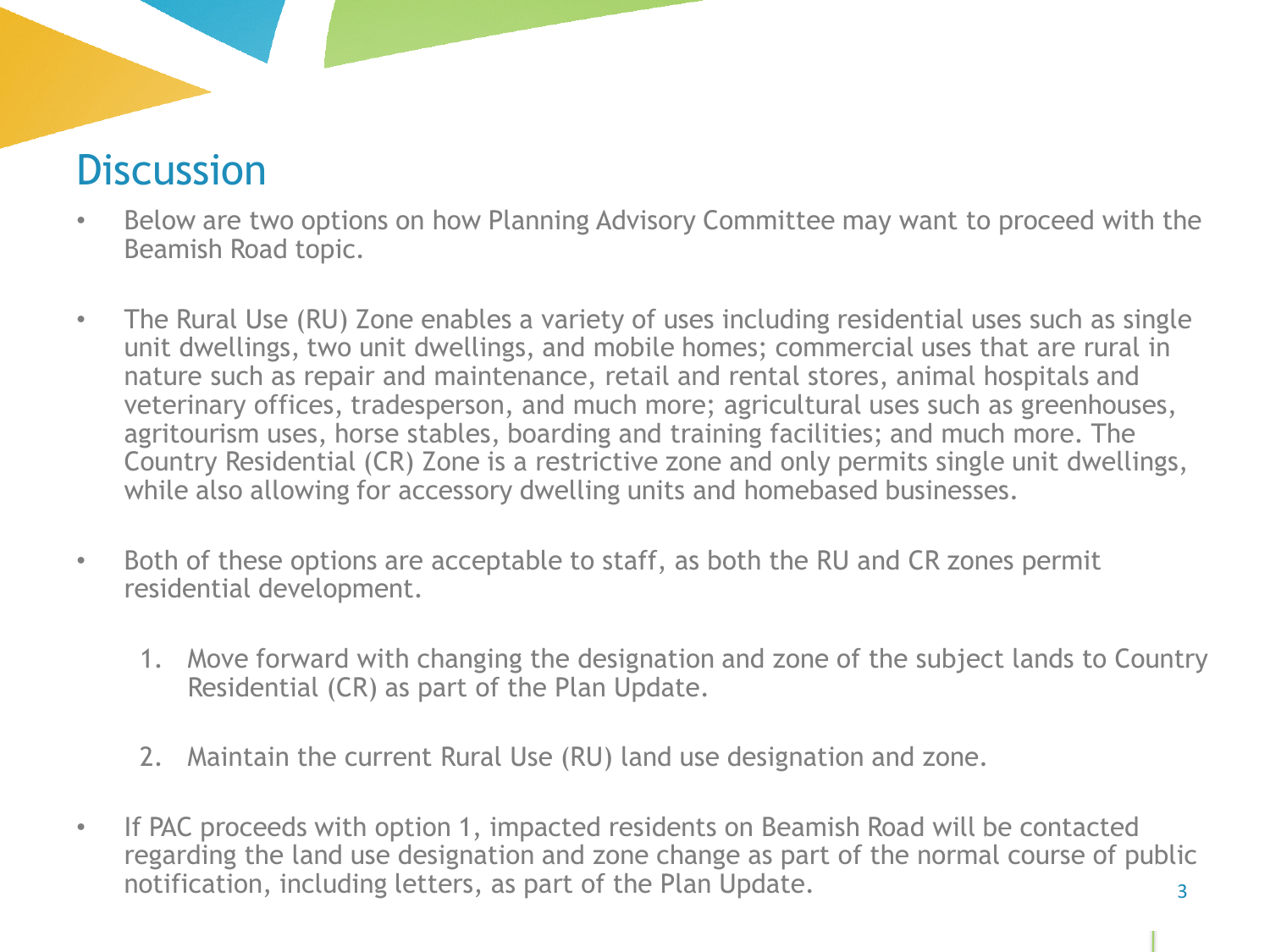## Discussion

- Below are two options on how Planning Advisory Committee may want to proceed with the Beamish Road topic.

- The Rural Use (RU) Zone enables a variety of uses including residential uses such as single unit dwellings, two unit dwellings, and mobile homes; commercial uses that are rural in nature such as repair and maintenance, retail and rental stores, animal hospitals and veterinary offices, tradesperson, and much more; agricultural uses such as greenhouses, agritourism uses, horse stables, boarding and training facilities; and much more. The Country Residential (CR) Zone is a restrictive zone and only permits single unit dwellings, while also allowing for accessory dwelling units and homebased businesses.

- Both of these options are acceptable to staff, as both the RU and CR zones permit residential development.

   1. Move forward with changing the designation and zone of the subject lands to Country Residential (CR) as part of the Plan Update.

   2. Maintain the current Rural Use (RU) land use designation and zone.

- If PAC proceeds with option 1, impacted residents on Beamish Road will be contacted regarding the land use designation and zone change as part of the normal course of public notification, including letters, as part of the Plan Update.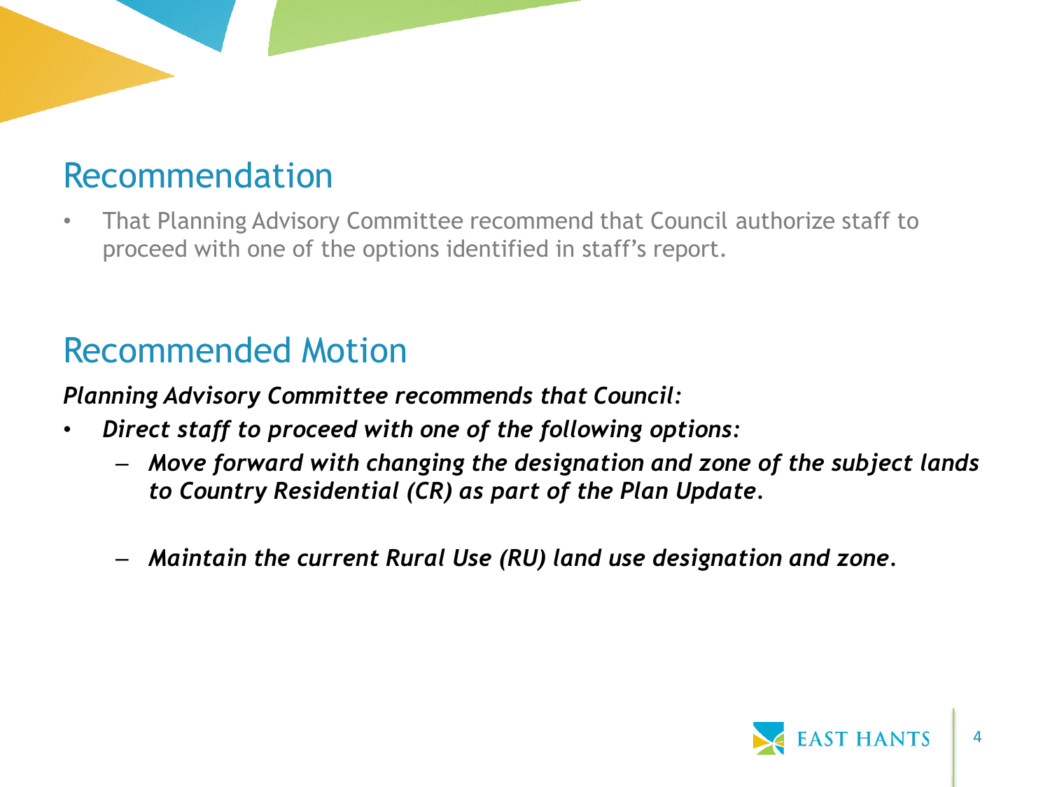## Recommendation

- That Planning Advisory Committee recommend that Council authorize staff to proceed with one of the options identified in staff's report.

## Recommended Motion

***Planning Advisory Committee recommends that Council:***

- ***Direct staff to proceed with one of the following options:***
  - ***Move forward with changing the designation and zone of the subject lands to Country Residential (CR) as part of the Plan Update.***
  - ***Maintain the current Rural Use (RU) land use designation and zone.***